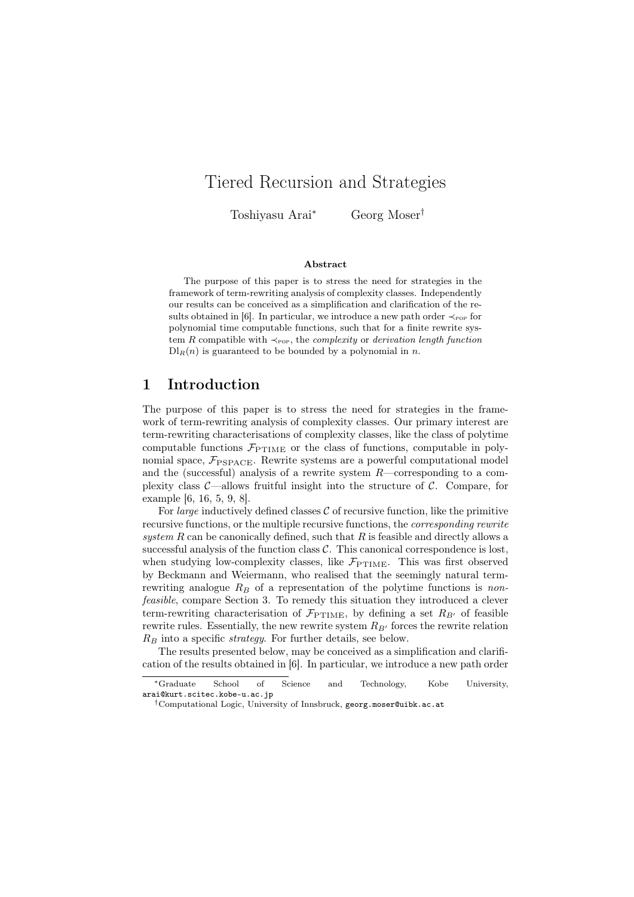# Tiered Recursion and Strategies

Toshiyasu Arai[*] Georg Moser[†]

**Abstract**

The purpose of this paper is to stress the need for strategies in the framework of term-rewriting analysis of complexity classes. Independently our results can be conceived as a simplification and clarification of the results obtained in [6]. In particular, we introduce a new path order $\prec_{\text{POP}}$ for polynomial time computable functions, such that for a finite rewrite system $R$ compatible with $\prec_{\text{POP}}$, the *complexity* or *derivation length function* $\mathrm{Dl}_R(n)$ is guaranteed to be bounded by a polynomial in $n$.

## 1 Introduction

The purpose of this paper is to stress the need for strategies in the framework of term-rewriting analysis of complexity classes. Our primary interest are term-rewriting characterisations of complexity classes, like the class of polytime computable functions $\mathcal{F}_{\text{PTIME}}$ or the class of functions, computable in polynomial space, $\mathcal{F}_{\text{PSPACE}}$. Rewrite systems are a powerful computational model and the (successful) analysis of a rewrite system $R$—corresponding to a complexity class $\mathcal{C}$—allows fruitful insight into the structure of $\mathcal{C}$. Compare, for example [6, 16, 5, 9, 8].

For *large* inductively defined classes $\mathcal{C}$ of recursive function, like the primitive recursive functions, or the multiple recursive functions, the *corresponding rewrite system* $R$ can be canonically defined, such that $R$ is feasible and directly allows a successful analysis of the function class $\mathcal{C}$. This canonical correspondence is lost, when studying low-complexity classes, like $\mathcal{F}_{\text{PTIME}}$. This was first observed by Beckmann and Weiermann, who realised that the seemingly natural term-rewriting analogue $R_B$ of a representation of the polytime functions is *non-feasible*, compare Section 3. To remedy this situation they introduced a clever term-rewriting characterisation of $\mathcal{F}_{\text{PTIME}}$, by defining a set $R_{B'}$ of feasible rewrite rules. Essentially, the new rewrite system $R_{B'}$ forces the rewrite relation $R_B$ into a specific *strategy*. For further details, see below.

The results presented below, may be conceived as a simplification and clarification of the results obtained in [6]. In particular, we introduce a new path order

---

[*] Graduate School of Science and Technology, Kobe University, arai@kurt.scitec.kobe-u.ac.jp

[†] Computational Logic, University of Innsbruck, georg.moser@uibk.ac.at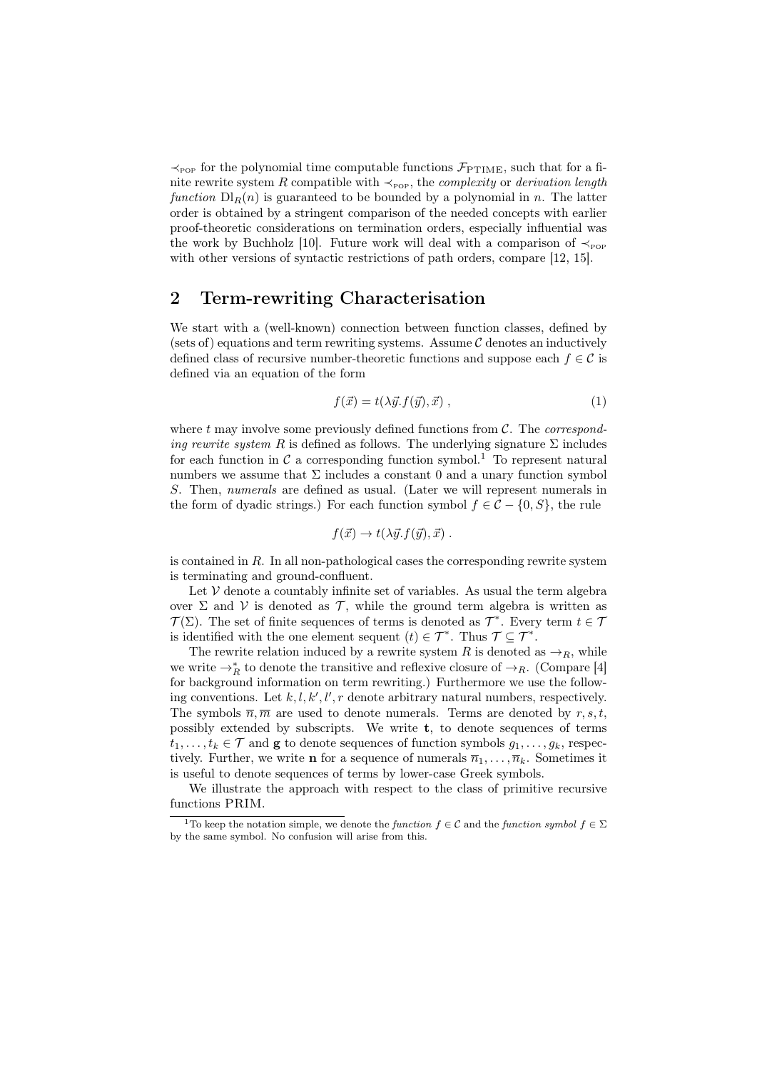$\prec_{\text{POP}}$ for the polynomial time computable functions $\mathcal{F}_{\text{PTIME}}$, such that for a finite rewrite system $R$ compatible with $\prec_{\text{POP}}$, the *complexity* or *derivation length function* $\text{Dl}_R(n)$ is guaranteed to be bounded by a polynomial in $n$. The latter order is obtained by a stringent comparison of the needed concepts with earlier proof-theoretic considerations on termination orders, especially influential was the work by Buchholz [10]. Future work will deal with a comparison of $\prec_{\text{POP}}$ with other versions of syntactic restrictions of path orders, compare [12, 15].

## 2 Term-rewriting Characterisation

We start with a (well-known) connection between function classes, defined by (sets of) equations and term rewriting systems. Assume $\mathcal{C}$ denotes an inductively defined class of recursive number-theoretic functions and suppose each $f \in \mathcal{C}$ is defined via an equation of the form

$$f(\vec{x}) = t(\lambda \vec{y}.f(\vec{y}), \vec{x}) \;, \tag{1}$$

where $t$ may involve some previously defined functions from $\mathcal{C}$. The *corresponding rewrite system* $R$ is defined as follows. The underlying signature $\Sigma$ includes for each function in $\mathcal{C}$ a corresponding function symbol.[1] To represent natural numbers we assume that $\Sigma$ includes a constant 0 and a unary function symbol $S$. Then, *numerals* are defined as usual. (Later we will represent numerals in the form of dyadic strings.) For each function symbol $f \in \mathcal{C} - \{0, S\}$, the rule

$$f(\vec{x}) \to t(\lambda \vec{y}.f(\vec{y}), \vec{x}) \;.$$

is contained in $R$. In all non-pathological cases the corresponding rewrite system is terminating and ground-confluent.

Let $\mathcal{V}$ denote a countably infinite set of variables. As usual the term algebra over $\Sigma$ and $\mathcal{V}$ is denoted as $\mathcal{T}$, while the ground term algebra is written as $\mathcal{T}(\Sigma)$. The set of finite sequences of terms is denoted as $\mathcal{T}^*$. Every term $t \in \mathcal{T}$ is identified with the one element sequent $(t) \in \mathcal{T}^*$. Thus $\mathcal{T} \subseteq \mathcal{T}^*$.

The rewrite relation induced by a rewrite system $R$ is denoted as $\to_R$, while we write $\to_R^*$ to denote the transitive and reflexive closure of $\to_R$. (Compare [4] for background information on term rewriting.) Furthermore we use the following conventions. Let $k, l, k', l', r$ denote arbitrary natural numbers, respectively. The symbols $\overline{n}, \overline{m}$ are used to denote numerals. Terms are denoted by $r, s, t$, possibly extended by subscripts. We write $\mathbf{t}$, to denote sequences of terms $t_1, \ldots, t_k \in \mathcal{T}$ and $\mathbf{g}$ to denote sequences of function symbols $g_1, \ldots, g_k$, respectively. Further, we write $\mathbf{n}$ for a sequence of numerals $\overline{n}_1, \ldots, \overline{n}_k$. Sometimes it is useful to denote sequences of terms by lower-case Greek symbols.

We illustrate the approach with respect to the class of primitive recursive functions PRIM.

[1] To keep the notation simple, we denote the *function* $f \in \mathcal{C}$ and the *function symbol* $f \in \Sigma$ by the same symbol. No confusion will arise from this.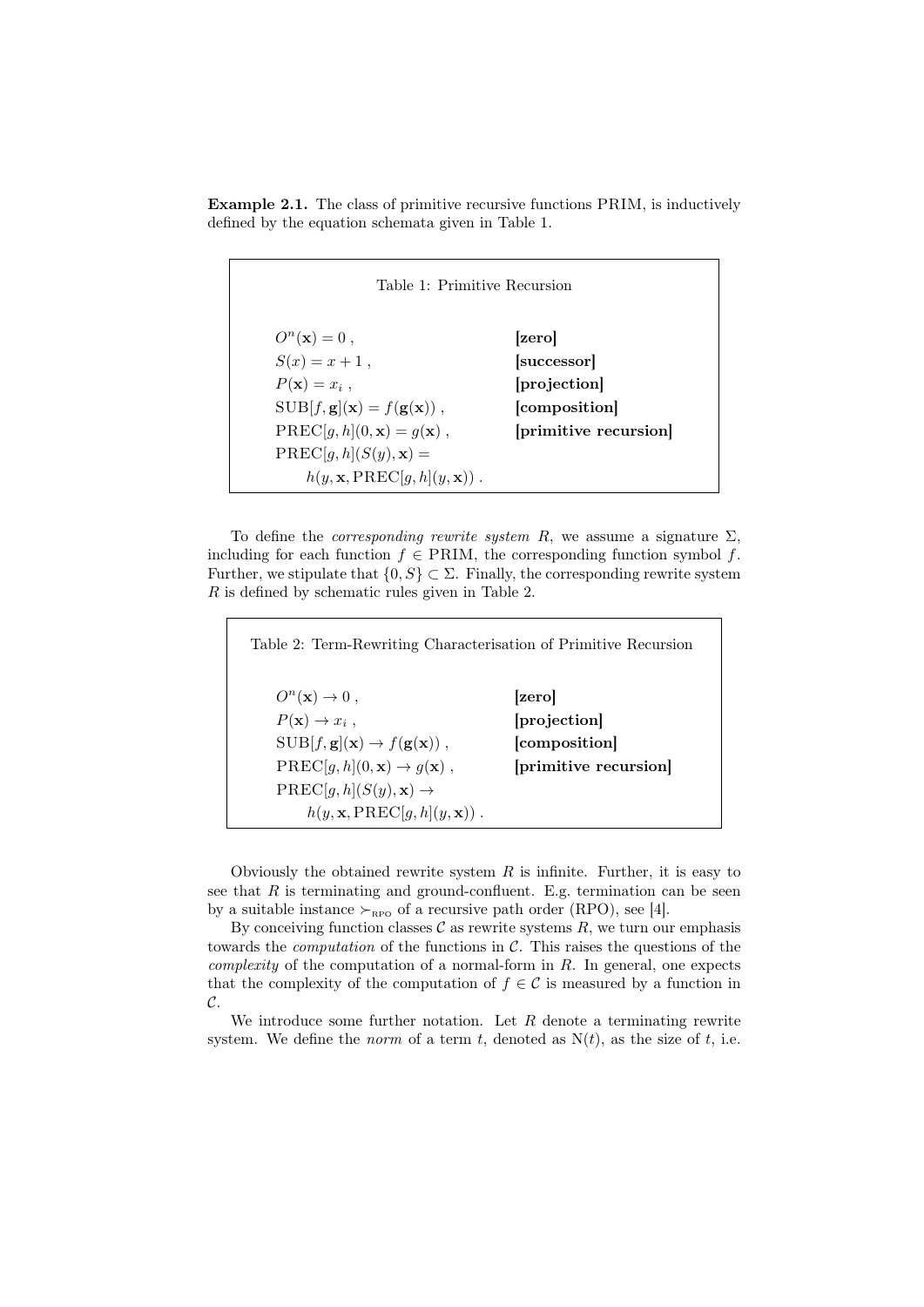**Example 2.1.** The class of primitive recursive functions PRIM, is inductively defined by the equation schemata given in Table 1.

Table 1: Primitive Recursion

| | |
|---|---|
| $O^n(\mathbf{x}) = 0$ , | **[zero]** |
| $S(x) = x + 1$ , | **[successor]** |
| $P(\mathbf{x}) = x_i$ , | **[projection]** |
| $\mathrm{SUB}[f, \mathbf{g}](\mathbf{x}) = f(\mathbf{g}(\mathbf{x}))$ , | **[composition]** |
| $\mathrm{PREC}[g, h](0, \mathbf{x}) = g(\mathbf{x})$ , | **[primitive recursion]** |
| $\mathrm{PREC}[g, h](S(y), \mathbf{x}) = h(y, \mathbf{x}, \mathrm{PREC}[g, h](y, \mathbf{x}))$ . | |

To define the *corresponding rewrite system* $R$, we assume a signature $\Sigma$, including for each function $f \in$ PRIM, the corresponding function symbol $f$. Further, we stipulate that $\{0, S\} \subset \Sigma$. Finally, the corresponding rewrite system $R$ is defined by schematic rules given in Table 2.

Table 2: Term-Rewriting Characterisation of Primitive Recursion

| | |
|---|---|
| $O^n(\mathbf{x}) \to 0$ , | **[zero]** |
| $P(\mathbf{x}) \to x_i$ , | **[projection]** |
| $\mathrm{SUB}[f, \mathbf{g}](\mathbf{x}) \to f(\mathbf{g}(\mathbf{x}))$ , | **[composition]** |
| $\mathrm{PREC}[g, h](0, \mathbf{x}) \to g(\mathbf{x})$ , | **[primitive recursion]** |
| $\mathrm{PREC}[g, h](S(y), \mathbf{x}) \to h(y, \mathbf{x}, \mathrm{PREC}[g, h](y, \mathbf{x}))$ . | |

Obviously the obtained rewrite system $R$ is infinite. Further, it is easy to see that $R$ is terminating and ground-confluent. E.g. termination can be seen by a suitable instance $\succ_{\text{RPO}}$ of a recursive path order (RPO), see [4].

By conceiving function classes $\mathcal{C}$ as rewrite systems $R$, we turn our emphasis towards the *computation* of the functions in $\mathcal{C}$. This raises the questions of the *complexity* of the computation of a normal-form in $R$. In general, one expects that the complexity of the computation of $f \in \mathcal{C}$ is measured by a function in $\mathcal{C}$.

We introduce some further notation. Let $R$ denote a terminating rewrite system. We define the *norm* of a term $t$, denoted as $\mathrm{N}(t)$, as the size of $t$, i.e.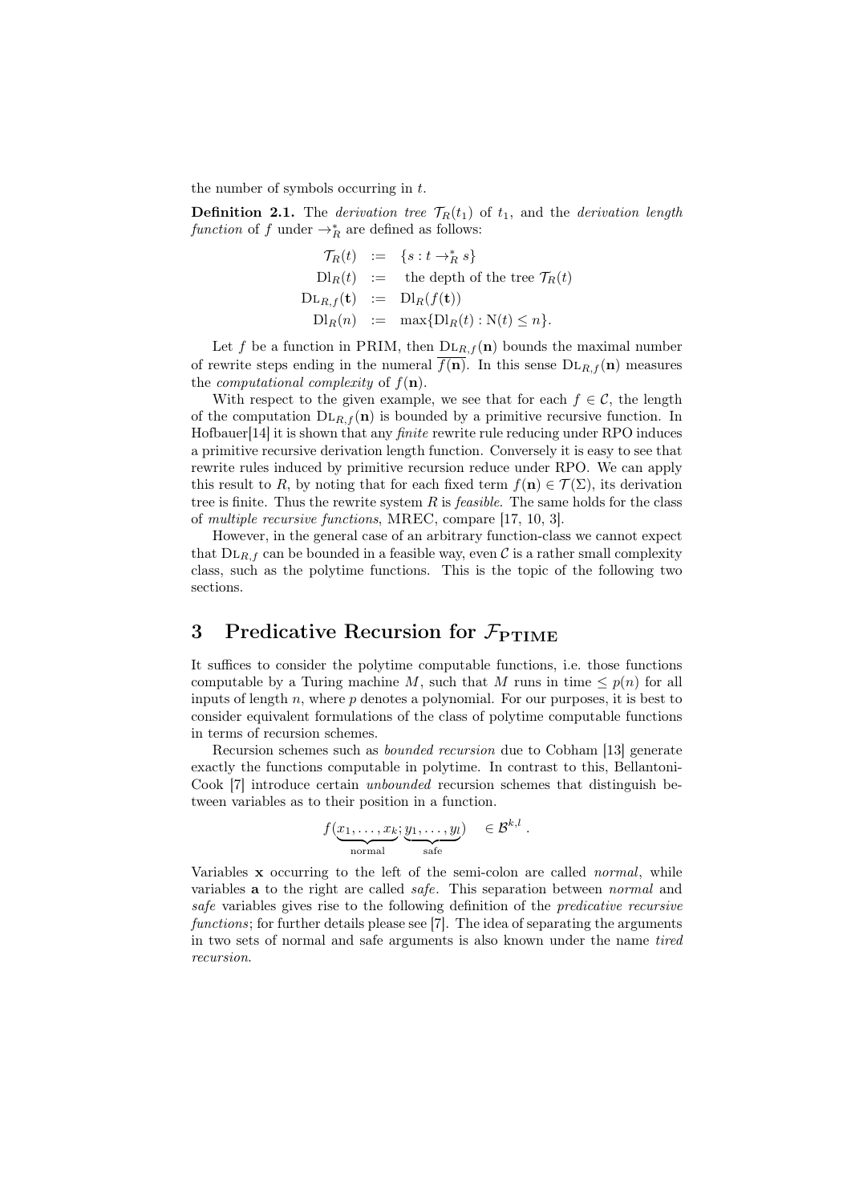the number of symbols occurring in $t$.

**Definition 2.1.** The *derivation tree* $\mathcal{T}_R(t_1)$ of $t_1$, and the *derivation length function* of $f$ under $\rightarrow_R^*$ are defined as follows:

$$
\begin{aligned}
\mathcal{T}_R(t) &:= \{s : t \rightarrow_R^* s\} \\
\mathrm{Dl}_R(t) &:= \text{ the depth of the tree } \mathcal{T}_R(t) \\
\mathrm{D{\small L}}_{R,f}(\mathbf{t}) &:= \mathrm{Dl}_R(f(\mathbf{t})) \\
\mathrm{Dl}_R(n) &:= \max\{\mathrm{Dl}_R(t) : \mathrm{N}(t) \leq n\}.
\end{aligned}
$$

Let $f$ be a function in PRIM, then $\mathrm{D{\small L}}_{R,f}(\mathbf{n})$ bounds the maximal number of rewrite steps ending in the numeral $\overline{f(\mathbf{n})}$. In this sense $\mathrm{D{\small L}}_{R,f}(\mathbf{n})$ measures the *computational complexity* of $f(\mathbf{n})$.

With respect to the given example, we see that for each $f \in \mathcal{C}$, the length of the computation $\mathrm{D{\small L}}_{R,f}(\mathbf{n})$ is bounded by a primitive recursive function. In Hofbauer[14] it is shown that any *finite* rewrite rule reducing under RPO induces a primitive recursive derivation length function. Conversely it is easy to see that rewrite rules induced by primitive recursion reduce under RPO. We can apply this result to $R$, by noting that for each fixed term $f(\mathbf{n}) \in \mathcal{T}(\Sigma)$, its derivation tree is finite. Thus the rewrite system $R$ is *feasible*. The same holds for the class of *multiple recursive functions*, MREC, compare [17, 10, 3].

However, in the general case of an arbitrary function-class we cannot expect that $\mathrm{D{\small L}}_{R,f}$ can be bounded in a feasible way, even $\mathcal{C}$ is a rather small complexity class, such as the polytime functions. This is the topic of the following two sections.

## 3 Predicative Recursion for $\mathcal{F}_{\text{PTIME}}$

It suffices to consider the polytime computable functions, i.e. those functions computable by a Turing machine $M$, such that $M$ runs in time $\leq p(n)$ for all inputs of length $n$, where $p$ denotes a polynomial. For our purposes, it is best to consider equivalent formulations of the class of polytime computable functions in terms of recursion schemes.

Recursion schemes such as *bounded recursion* due to Cobham [13] generate exactly the functions computable in polytime. In contrast to this, Bellantoni-Cook [7] introduce certain *unbounded* recursion schemes that distinguish between variables as to their position in a function.

$$
f(\underbrace{x_1, \ldots, x_k}_{\text{normal}}; \underbrace{y_1, \ldots, y_l}_{\text{safe}}) \quad \in \mathcal{B}^{k,l} .
$$

Variables $\mathbf{x}$ occurring to the left of the semi-colon are called *normal*, while variables $\mathbf{a}$ to the right are called *safe*. This separation between *normal* and *safe* variables gives rise to the following definition of the *predicative recursive functions*; for further details please see [7]. The idea of separating the arguments in two sets of normal and safe arguments is also known under the name *tired recursion*.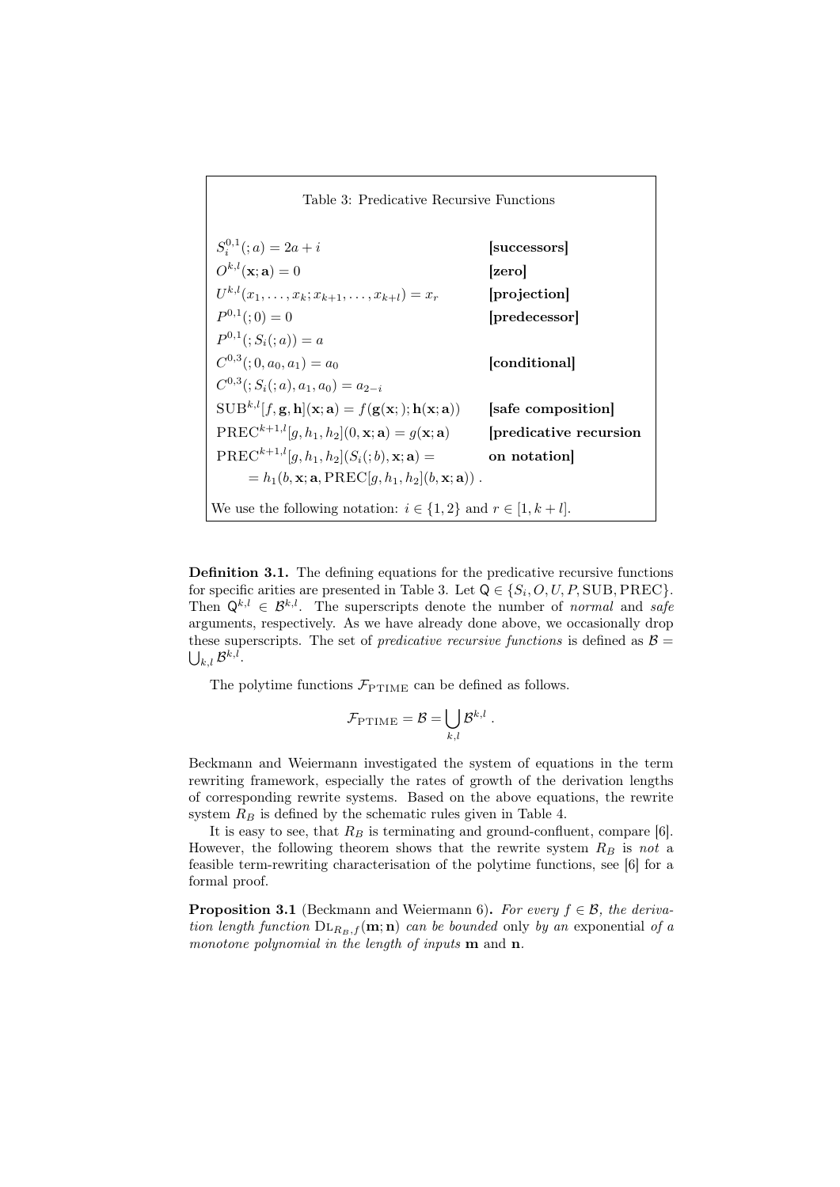Table 3: Predicative Recursive Functions

| | |
|---|---|
| $S_i^{0,1}(;a) = 2a + i$ | **[successors]** |
| $O^{k,l}(\mathbf{x};\mathbf{a}) = 0$ | **[zero]** |
| $U^{k,l}(x_1,\ldots,x_k;x_{k+1},\ldots,x_{k+l}) = x_r$ | **[projection]** |
| $P^{0,1}(;0) = 0$ | **[predecessor]** |
| $P^{0,1}(;S_i(;a)) = a$ | |
| $C^{0,3}(;0,a_0,a_1) = a_0$ | **[conditional]** |
| $C^{0,3}(;S_i(;a),a_1,a_0) = a_{2-i}$ | |
| $\mathrm{SUB}^{k,l}[f,\mathbf{g},\mathbf{h}](\mathbf{x};\mathbf{a}) = f(\mathbf{g}(\mathbf{x};);\mathbf{h}(\mathbf{x};\mathbf{a}))$ | **[safe composition]** |
| $\mathrm{PREC}^{k+1,l}[g,h_1,h_2](0,\mathbf{x};\mathbf{a}) = g(\mathbf{x};\mathbf{a})$ | **[predicative recursion** |
| $\mathrm{PREC}^{k+1,l}[g,h_1,h_2](S_i(;b),\mathbf{x};\mathbf{a}) =$ | **on notation]** |
| $\quad = h_1(b,\mathbf{x};\mathbf{a},\mathrm{PREC}[g,h_1,h_2](b,\mathbf{x};\mathbf{a}))$ . | |

We use the following notation: $i \in \{1,2\}$ and $r \in [1,k+l]$.

**Definition 3.1.** The defining equations for the predicative recursive functions for specific arities are presented in Table 3. Let $\mathsf{Q} \in \{S_i, O, U, P, \mathrm{SUB}, \mathrm{PREC}\}$. Then $\mathsf{Q}^{k,l} \in \mathcal{B}^{k,l}$. The superscripts denote the number of *normal* and *safe* arguments, respectively. As we have already done above, we occasionally drop these superscripts. The set of *predicative recursive functions* is defined as $\mathcal{B} = \bigcup_{k,l} \mathcal{B}^{k,l}$.

The polytime functions $\mathcal{F}_{\mathrm{PTIME}}$ can be defined as follows.

$$\mathcal{F}_{\mathrm{PTIME}} = \mathcal{B} = \bigcup_{k,l} \mathcal{B}^{k,l} \ .$$

Beckmann and Weiermann investigated the system of equations in the term rewriting framework, especially the rates of growth of the derivation lengths of corresponding rewrite systems. Based on the above equations, the rewrite system $R_B$ is defined by the schematic rules given in Table 4.

It is easy to see, that $R_B$ is terminating and ground-confluent, compare [6]. However, the following theorem shows that the rewrite system $R_B$ is *not* a feasible term-rewriting characterisation of the polytime functions, see [6] for a formal proof.

**Proposition 3.1** (Beckmann and Weiermann 6)**.** *For every $f \in \mathcal{B}$, the derivation length function $\mathrm{DL}_{R_B,f}(\mathbf{m};\mathbf{n})$ can be bounded* only *by an* exponential *of a monotone polynomial in the length of inputs* $\mathbf{m}$ *and* $\mathbf{n}$*.*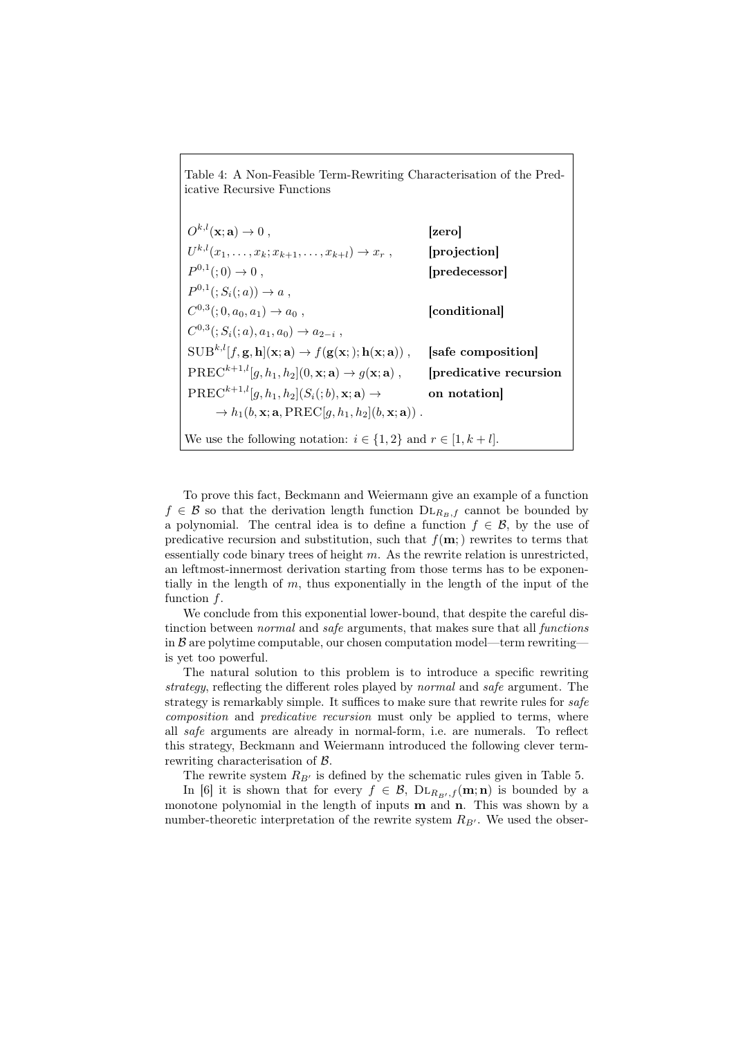Table 4: A Non-Feasible Term-Rewriting Characterisation of the Predicative Recursive Functions

| | |
|---|---|
| $O^{k,l}(\mathbf{x};\mathbf{a}) \to 0$ , | **[zero]** |
| $U^{k,l}(x_1,\ldots,x_k;x_{k+1},\ldots,x_{k+l}) \to x_r$ , | **[projection]** |
| $P^{0,1}(;0) \to 0$ , | **[predecessor]** |
| $P^{0,1}(;S_i(;a)) \to a$ , | |
| $C^{0,3}(;0,a_0,a_1) \to a_0$ , | **[conditional]** |
| $C^{0,3}(;S_i(;a),a_1,a_0) \to a_{2-i}$ , | |
| $\mathrm{SUB}^{k,l}[f,\mathbf{g},\mathbf{h}](\mathbf{x};\mathbf{a}) \to f(\mathbf{g}(\mathbf{x};);\mathbf{h}(\mathbf{x};\mathbf{a}))$ , | **[safe composition]** |
| $\mathrm{PREC}^{k+1,l}[g,h_1,h_2](0,\mathbf{x};\mathbf{a}) \to g(\mathbf{x};\mathbf{a})$ , | **[predicative recursion** |
| $\mathrm{PREC}^{k+1,l}[g,h_1,h_2](S_i(;b),\mathbf{x};\mathbf{a}) \to$ | **on notation]** |
| $\quad \to h_1(b,\mathbf{x};\mathbf{a},\mathrm{PREC}[g,h_1,h_2](b,\mathbf{x};\mathbf{a}))$ . | |

We use the following notation: $i \in \{1,2\}$ and $r \in [1,k+l]$.

To prove this fact, Beckmann and Weiermann give an example of a function $f \in \mathcal{B}$ so that the derivation length function $\mathrm{DL}_{R_B,f}$ cannot be bounded by a polynomial. The central idea is to define a function $f \in \mathcal{B}$, by the use of predicative recursion and substitution, such that $f(\mathbf{m};)$ rewrites to terms that essentially code binary trees of height $m$. As the rewrite relation is unrestricted, an leftmost-innermost derivation starting from those terms has to be exponentially in the length of $m$, thus exponentially in the length of the input of the function $f$.

We conclude from this exponential lower-bound, that despite the careful distinction between *normal* and *safe* arguments, that makes sure that all *functions* in $\mathcal{B}$ are polytime computable, our chosen computation model—term rewriting—is yet too powerful.

The natural solution to this problem is to introduce a specific rewriting *strategy*, reflecting the different roles played by *normal* and *safe* argument. The strategy is remarkably simple. It suffices to make sure that rewrite rules for *safe composition* and *predicative recursion* must only be applied to terms, where all *safe* arguments are already in normal-form, i.e. are numerals. To reflect this strategy, Beckmann and Weiermann introduced the following clever term-rewriting characterisation of $\mathcal{B}$.

The rewrite system $R_{B'}$ is defined by the schematic rules given in Table 5.

In [6] it is shown that for every $f \in \mathcal{B}$, $\mathrm{DL}_{R_{B'},f}(\mathbf{m};\mathbf{n})$ is bounded by a monotone polynomial in the length of inputs $\mathbf{m}$ and $\mathbf{n}$. This was shown by a number-theoretic interpretation of the rewrite system $R_{B'}$. We used the obser-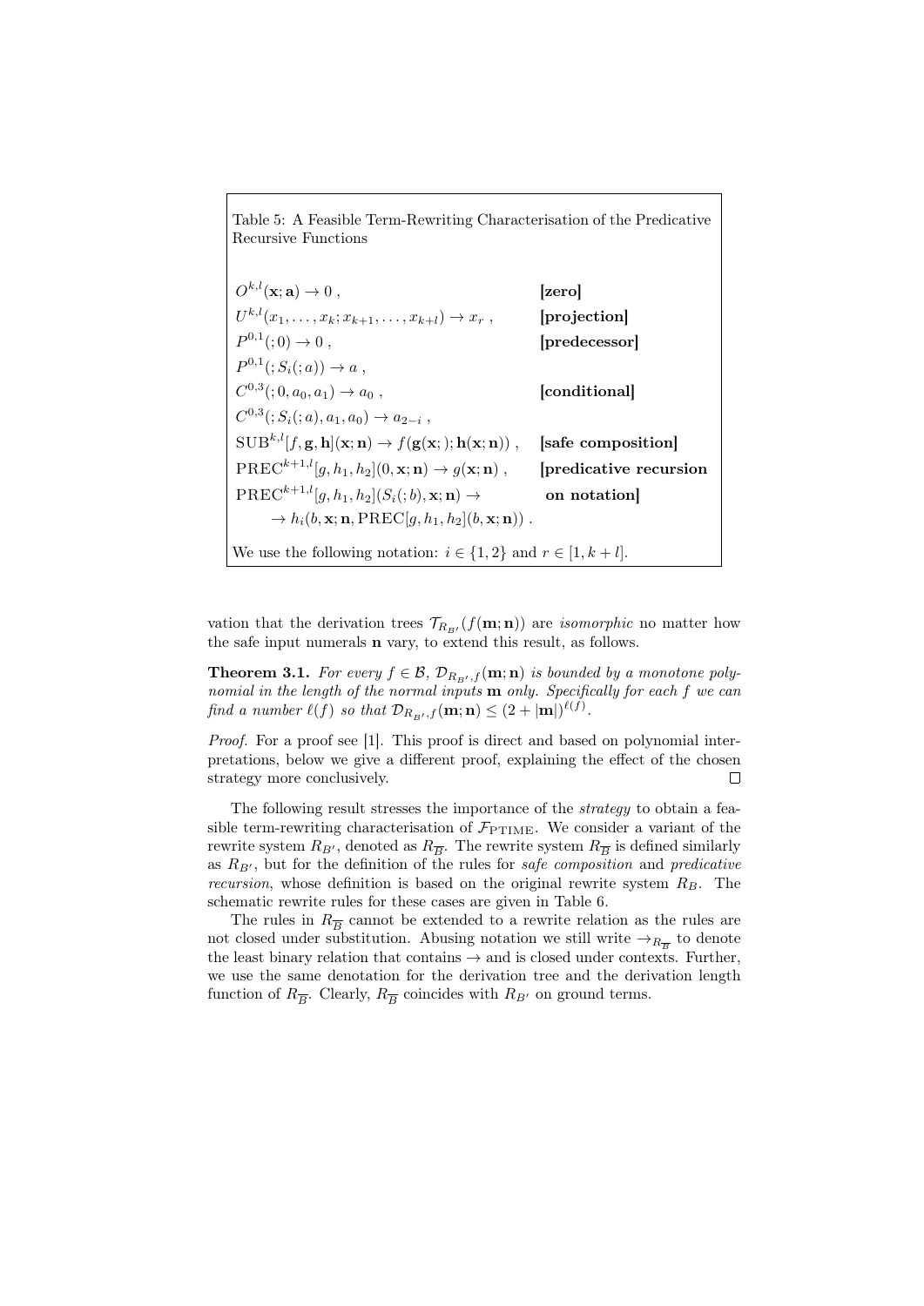Table 5: A Feasible Term-Rewriting Characterisation of the Predicative Recursive Functions

| | |
|---|---|
| $O^{k,l}(\mathbf{x};\mathbf{a}) \to 0$ , | **[zero]** |
| $U^{k,l}(x_1,\ldots,x_k;x_{k+1},\ldots,x_{k+l}) \to x_r$ , | **[projection]** |
| $P^{0,1}(;0) \to 0$ , | **[predecessor]** |
| $P^{0,1}(;S_i(;a)) \to a$ , | |
| $C^{0,3}(;0,a_0,a_1) \to a_0$ , | **[conditional]** |
| $C^{0,3}(;S_i(;a),a_1,a_0) \to a_{2-i}$ , | |
| $\mathrm{SUB}^{k,l}[f,\mathbf{g},\mathbf{h}](\mathbf{x};\mathbf{n}) \to f(\mathbf{g}(\mathbf{x};);\mathbf{h}(\mathbf{x};\mathbf{n}))$ , | **[safe composition]** |
| $\mathrm{PREC}^{k+1,l}[g,h_1,h_2](0,\mathbf{x};\mathbf{n}) \to g(\mathbf{x};\mathbf{n})$ , | **[predicative recursion** |
| $\mathrm{PREC}^{k+1,l}[g,h_1,h_2](S_i(;b),\mathbf{x};\mathbf{n}) \to$ | **on notation]** |
| $\quad \to h_i(b,\mathbf{x};\mathbf{n},\mathrm{PREC}[g,h_1,h_2](b,\mathbf{x};\mathbf{n}))$ . | |

We use the following notation: $i \in \{1,2\}$ and $r \in [1,k+l]$.

vation that the derivation trees $\mathcal{T}_{R_{B'}}(f(\mathbf{m};\mathbf{n}))$ are *isomorphic* no matter how the safe input numerals $\mathbf{n}$ vary, to extend this result, as follows.

**Theorem 3.1.** *For every $f \in \mathcal{B}$, $\mathcal{D}_{R_{B'},f}(\mathbf{m};\mathbf{n})$ is bounded by a monotone polynomial in the length of the normal inputs $\mathbf{m}$ only. Specifically for each $f$ we can find a number $\ell(f)$ so that $\mathcal{D}_{R_{B'},f}(\mathbf{m};\mathbf{n}) \leq (2+|\mathbf{m}|)^{\ell(f)}$.*

*Proof.* For a proof see [1]. This proof is direct and based on polynomial interpretations, below we give a different proof, explaining the effect of the chosen strategy more conclusively. □

The following result stresses the importance of the *strategy* to obtain a feasible term-rewriting characterisation of $\mathcal{F}_{\mathrm{PTIME}}$. We consider a variant of the rewrite system $R_{B'}$, denoted as $R_{\overline{B}}$. The rewrite system $R_{\overline{B}}$ is defined similarly as $R_{B'}$, but for the definition of the rules for *safe composition* and *predicative recursion*, whose definition is based on the original rewrite system $R_B$. The schematic rewrite rules for these cases are given in Table 6.

The rules in $R_{\overline{B}}$ cannot be extended to a rewrite relation as the rules are not closed under substitution. Abusing notation we still write $\to_{R_{\overline{B}}}$ to denote the least binary relation that contains $\to$ and is closed under contexts. Further, we use the same denotation for the derivation tree and the derivation length function of $R_{\overline{B}}$. Clearly, $R_{\overline{B}}$ coincides with $R_{B'}$ on ground terms.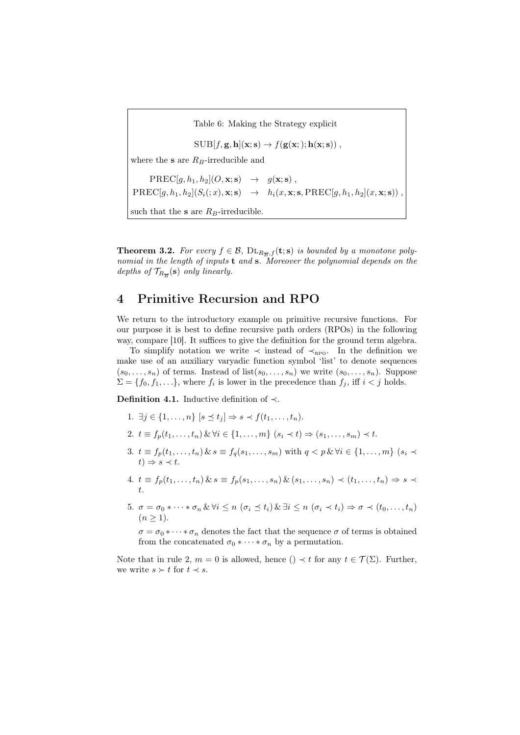Table 6: Making the Strategy explicit

$$\mathrm{SUB}[f, \mathbf{g}, \mathbf{h}](\mathbf{x}; \mathbf{s}) \to f(\mathbf{g}(\mathbf{x};); \mathbf{h}(\mathbf{x}; \mathbf{s}))\ ,$$

where the $\mathbf{s}$ are $R_B$-irreducible and

$$\begin{aligned}
\mathrm{PREC}[g, h_1, h_2](O, \mathbf{x}; \mathbf{s}) &\to g(\mathbf{x}; \mathbf{s})\ , \\
\mathrm{PREC}[g, h_1, h_2](S_i(; x), \mathbf{x}; \mathbf{s}) &\to h_i(x, \mathbf{x}; \mathbf{s}, \mathrm{PREC}[g, h_1, h_2](x, \mathbf{x}; \mathbf{s}))\ ,
\end{aligned}$$

such that the $\mathbf{s}$ are $R_B$-irreducible.

**Theorem 3.2.** *For every $f \in \mathcal{B}$, $\mathrm{DL}_{R_{\overline{\mathcal{B}}}, f}(\mathbf{t}; \mathbf{s})$ is bounded by a monotone polynomial in the length of inputs $\mathbf{t}$ and $\mathbf{s}$. Moreover the polynomial depends on the depths of $\mathcal{T}_{R_{\overline{\mathcal{B}}}}(\mathbf{s})$ only linearly.*

## 4 Primitive Recursion and RPO

We return to the introductory example on primitive recursive functions. For our purpose it is best to define recursive path orders (RPOs) in the following way, compare [10]. It suffices to give the definition for the ground term algebra.

To simplify notation we write $\prec$ instead of $\prec_{\text{RPO}}$. In the definition we make use of an auxiliary varyadic function symbol 'list' to denote sequences $(s_0, \ldots, s_n)$ of terms. Instead of $\mathrm{list}(s_0, \ldots, s_n)$ we write $(s_0, \ldots, s_n)$. Suppose $\Sigma = \{f_0, f_1, \ldots\}$, where $f_i$ is lower in the precedence than $f_j$, iff $i < j$ holds.

**Definition 4.1.** Inductive definition of $\prec$.

1. $\exists j \in \{1, \ldots, n\}\ [s \preceq t_j] \Rightarrow s \prec f(t_1, \ldots, t_n)$.
2. $t \equiv f_p(t_1, \ldots, t_n)\ \&\ \forall i \in \{1, \ldots, m\}\ (s_i \prec t) \Rightarrow (s_1, \ldots, s_m) \prec t$.
3. $t \equiv f_p(t_1, \ldots, t_n)\ \&\ s \equiv f_q(s_1, \ldots, s_m)$ with $q < p\ \&\ \forall i \in \{1, \ldots, m\}\ (s_i \prec t) \Rightarrow s \prec t$.
4. $t \equiv f_p(t_1, \ldots, t_n)\ \&\ s \equiv f_p(s_1, \ldots, s_n)\ \&\ (s_1, \ldots, s_n) \prec (t_1, \ldots, t_n) \Rightarrow s \prec t$.
5. $\sigma = \sigma_0 * \cdots * \sigma_n\ \&\ \forall i \leq n\ (\sigma_i \preceq t_i)\ \&\ \exists i \leq n\ (\sigma_i \prec t_i) \Rightarrow \sigma \prec (t_0, \ldots, t_n)$ $(n \geq 1)$.

   $\sigma = \sigma_0 * \cdots * \sigma_n$ denotes the fact that the sequence $\sigma$ of terms is obtained from the concatenated $\sigma_0 * \cdots * \sigma_n$ by a permutation.

Note that in rule 2, $m = 0$ is allowed, hence $() \prec t$ for any $t \in \mathcal{T}(\Sigma)$. Further, we write $s \succ t$ for $t \prec s$.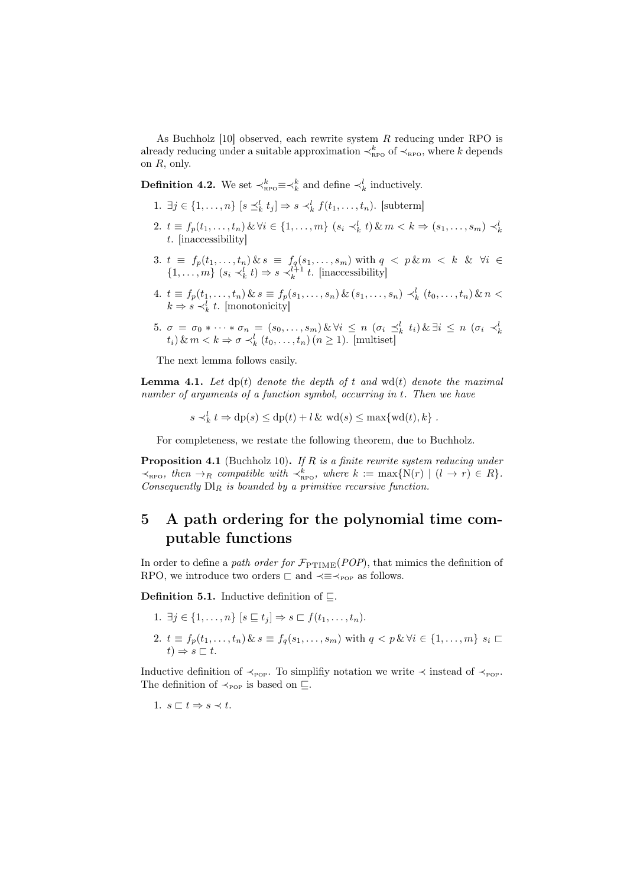As Buchholz [10] observed, each rewrite system $R$ reducing under RPO is already reducing under a suitable approximation $\prec^k_{\text{RPO}}$ of $\prec_{\text{RPO}}$, where $k$ depends on $R$, only.

**Definition 4.2.** We set $\prec^k_{\text{RPO}} \equiv \prec^k_k$ and define $\prec^l_k$ inductively.

1. $\exists j \in \{1,\dots,n\}\ [s \preceq^l_k t_j] \Rightarrow s \prec^l_k f(t_1,\dots,t_n)$. [subterm]
2. $t \equiv f_p(t_1,\dots,t_n)\ \&\ \forall i \in \{1,\dots,m\}\ (s_i \prec^l_k t)\ \&\ m < k \Rightarrow (s_1,\dots,s_m) \prec^l_k t$. [inaccessibility]
3. $t \equiv f_p(t_1,\dots,t_n)\ \&\ s \equiv f_q(s_1,\dots,s_m)$ with $q < p\ \&\ m < k\ \&\ \forall i \in \{1,\dots,m\}\ (s_i \prec^l_k t) \Rightarrow s \prec^{l+1}_k t$. [inaccessibility]
4. $t \equiv f_p(t_1,\dots,t_n)\ \&\ s \equiv f_p(s_1,\dots,s_n)\ \&\ (s_1,\dots,s_n) \prec^l_k (t_0,\dots,t_n)\ \&\ n < k \Rightarrow s \prec^l_k t$. [monotonicity]
5. $\sigma = \sigma_0 * \cdots * \sigma_n = (s_0,\dots,s_m)\ \&\ \forall i \leq n\ (\sigma_i \preceq^l_k t_i)\ \&\ \exists i \leq n\ (\sigma_i \prec^l_k t_i)\ \&\ m < k \Rightarrow \sigma \prec^l_k (t_0,\dots,t_n)\ (n \geq 1)$. [multiset]

The next lemma follows easily.

**Lemma 4.1.** *Let* $\text{dp}(t)$ *denote the depth of* $t$ *and* $\text{wd}(t)$ *denote the maximal number of arguments of a function symbol, occurring in* $t$. *Then we have*

$$s \prec^l_k t \Rightarrow \text{dp}(s) \leq \text{dp}(t) + l\ \&\ \text{wd}(s) \leq \max\{\text{wd}(t), k\}\ .$$

For completeness, we restate the following theorem, due to Buchholz.

**Proposition 4.1** (Buchholz 10)**.** *If $R$ is a finite rewrite system reducing under $\prec_{\text{RPO}}$, then $\to_R$ compatible with $\prec^k_{\text{RPO}}$, where $k := \max\{\text{N}(r) \mid (l \to r) \in R\}$. Consequently $\text{Dl}_R$ is bounded by a primitive recursive function.*

# 5 A path ordering for the polynomial time computable functions

In order to define a *path order for* $\mathcal{F}_{\text{PTIME}}(POP)$, that mimics the definition of RPO, we introduce two orders $\sqsubset$ and $\prec \equiv \prec_{\text{POP}}$ as follows.

**Definition 5.1.** Inductive definition of $\sqsubseteq$.

1. $\exists j \in \{1,\dots,n\}\ [s \sqsubseteq t_j] \Rightarrow s \sqsubset f(t_1,\dots,t_n)$.
2. $t \equiv f_p(t_1,\dots,t_n)\ \&\ s \equiv f_q(s_1,\dots,s_m)$ with $q < p\ \&\ \forall i \in \{1,\dots,m\}\ s_i \sqsubset t) \Rightarrow s \sqsubset t$.

Inductive definition of $\prec_{\text{POP}}$. To simplifiy notation we write $\prec$ instead of $\prec_{\text{POP}}$. The definition of $\prec_{\text{POP}}$ is based on $\sqsubseteq$.

1. $s \sqsubset t \Rightarrow s \prec t$.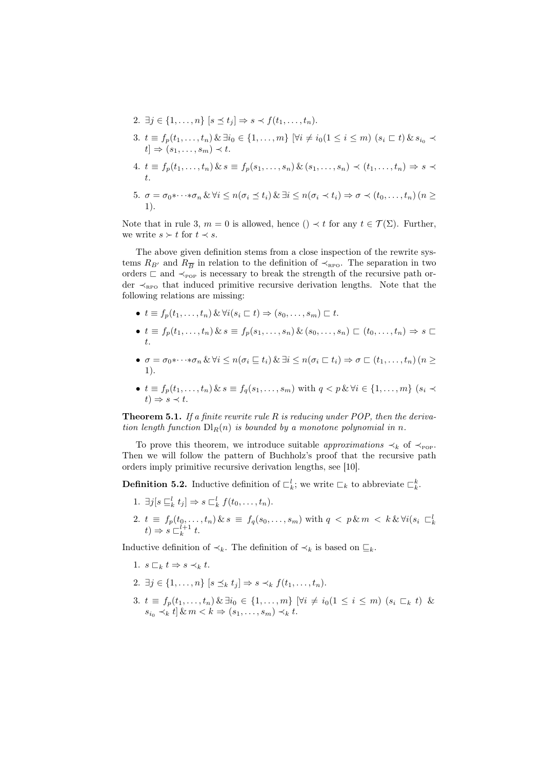2. $\exists j \in \{1, \ldots, n\}\ [s \preceq t_j] \Rightarrow s \prec f(t_1, \ldots, t_n)$.

3. $t \equiv f_p(t_1, \ldots, t_n)\,\&\, \exists i_0 \in \{1, \ldots, m\}\ [\forall i \neq i_0 (1 \leq i \leq m)\ (s_i \sqsubset t)\,\&\, s_{i_0} \prec t] \Rightarrow (s_1, \ldots, s_m) \prec t$.

4. $t \equiv f_p(t_1, \ldots, t_n)\,\&\, s \equiv f_p(s_1, \ldots, s_n)\,\&\, (s_1, \ldots, s_n) \prec (t_1, \ldots, t_n) \Rightarrow s \prec t$.

5. $\sigma = \sigma_0 * \cdots * \sigma_n \,\&\, \forall i \leq n(\sigma_i \preceq t_i)\,\&\, \exists i \leq n(\sigma_i \prec t_i) \Rightarrow \sigma \prec (t_0, \ldots, t_n)\ (n \geq 1)$.

Note that in rule 3, $m = 0$ is allowed, hence $() \prec t$ for any $t \in \mathcal{T}(\Sigma)$. Further, we write $s \succ t$ for $t \prec s$.

The above given definition stems from a close inspection of the rewrite systems $R_{B'}$ and $R_{\overline{B}}$ in relation to the definition of $\prec_{\text{RPO}}$. The separation in two orders $\sqsubset$ and $\prec_{\text{POP}}$ is necessary to break the strength of the recursive path order $\prec_{\text{RPO}}$ that induced primitive recursive derivation lengths. Note that the following relations are missing:

- $t \equiv f_p(t_1, \ldots, t_n)\,\&\, \forall i(s_i \sqsubset t) \Rightarrow (s_0, \ldots, s_m) \sqsubset t$.
- $t \equiv f_p(t_1, \ldots, t_n)\,\&\, s \equiv f_p(s_1, \ldots, s_n)\,\&\, (s_0, \ldots, s_n) \sqsubset (t_0, \ldots, t_n) \Rightarrow s \sqsubset t$.
- $\sigma = \sigma_0 * \cdots * \sigma_n \,\&\, \forall i \leq n(\sigma_i \sqsubseteq t_i)\,\&\, \exists i \leq n(\sigma_i \sqsubset t_i) \Rightarrow \sigma \sqsubset (t_1, \ldots, t_n)\ (n \geq 1)$.
- $t \equiv f_p(t_1, \ldots, t_n)\,\&\, s \equiv f_q(s_1, \ldots, s_m)$ with $q < p \,\&\, \forall i \in \{1, \ldots, m\}\ (s_i \prec t) \Rightarrow s \prec t$.

**Theorem 5.1.** *If a finite rewrite rule $R$ is reducing under POP, then the derivation length function $\mathrm{Dl}_R(n)$ is bounded by a monotone polynomial in $n$.*

To prove this theorem, we introduce suitable *approximations* $\prec_k$ of $\prec_{\text{POP}}$. Then we will follow the pattern of Buchholz's proof that the recursive path orders imply primitive recursive derivation lengths, see [10].

**Definition 5.2.** Inductive definition of $\sqsubset_k^l$; we write $\sqsubset_k$ to abbreviate $\sqsubset_k^k$.

1. $\exists j[s \sqsubseteq_k^l t_j] \Rightarrow s \sqsubset_k^l f(t_0, \ldots, t_n)$.
2. $t \equiv f_p(t_0, \ldots, t_n)\,\&\, s \equiv f_q(s_0, \ldots, s_m)$ with $q < p \,\&\, m < k \,\&\, \forall i(s_i \sqsubset_k^l t) \Rightarrow s \sqsubset_k^{l+1} t$.

Inductive definition of $\prec_k$. The definition of $\prec_k$ is based on $\sqsubseteq_k$.

1. $s \sqsubset_k t \Rightarrow s \prec_k t$.
2. $\exists j \in \{1, \ldots, n\}\ [s \preceq_k t_j] \Rightarrow s \prec_k f(t_1, \ldots, t_n)$.
3. $t \equiv f_p(t_1, \ldots, t_n)\,\&\, \exists i_0 \in \{1, \ldots, m\}\ [\forall i \neq i_0 (1 \leq i \leq m)\ (s_i \sqsubset_k t)\ \&\ s_{i_0} \prec_k t]\,\&\, m < k \Rightarrow (s_1, \ldots, s_m) \prec_k t$.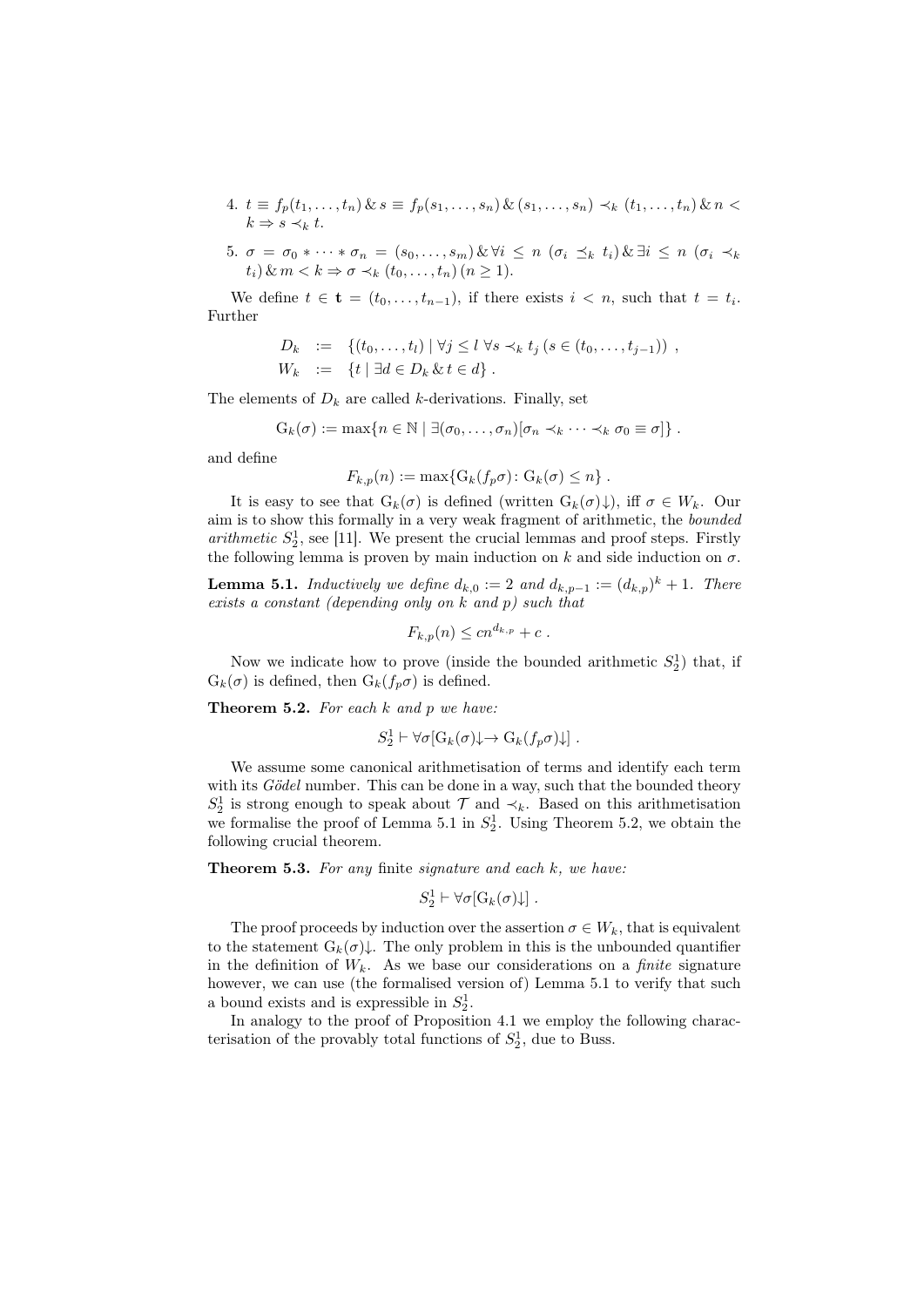4. $t \equiv f_p(t_1, \dots, t_n) \,\&\, s \equiv f_p(s_1, \dots, s_n) \,\&\, (s_1, \dots, s_n) \prec_k (t_1, \dots, t_n) \,\&\, n < k \Rightarrow s \prec_k t$.

5. $\sigma = \sigma_0 * \dots * \sigma_n = (s_0, \dots, s_m) \,\&\, \forall i \leq n \ (\sigma_i \preceq_k t_i) \,\&\, \exists i \leq n \ (\sigma_i \prec_k t_i) \,\&\, m < k \Rightarrow \sigma \prec_k (t_0, \dots, t_n) \ (n \geq 1)$.

We define $t \in \mathbf{t} = (t_0, \dots, t_{n-1})$, if there exists $i < n$, such that $t = t_i$. Further

$$
\begin{aligned}
D_k &:= \{(t_0, \dots, t_l) \mid \forall j \leq l \ \forall s \prec_k t_j \ (s \in (t_0, \dots, t_{j-1}))\} \ , \\
W_k &:= \{t \mid \exists d \in D_k \,\&\, t \in d\} \ .
\end{aligned}
$$

The elements of $D_k$ are called $k$-derivations. Finally, set

$$
\mathrm{G}_k(\sigma) := \max\{n \in \mathbb{N} \mid \exists(\sigma_0, \dots, \sigma_n)[\sigma_n \prec_k \dots \prec_k \sigma_0 \equiv \sigma]\} \ .
$$

and define

$$
F_{k,p}(n) := \max\{\mathrm{G}_k(f_p\sigma) \colon \mathrm{G}_k(\sigma) \leq n\} \ .
$$

It is easy to see that $\mathrm{G}_k(\sigma)$ is defined (written $\mathrm{G}_k(\sigma)\!\downarrow$), iff $\sigma \in W_k$. Our aim is to show this formally in a very weak fragment of arithmetic, the *bounded arithmetic* $S^1_2$, see [11]. We present the crucial lemmas and proof steps. Firstly the following lemma is proven by main induction on $k$ and side induction on $\sigma$.

**Lemma 5.1.** *Inductively we define $d_{k,0} := 2$ and $d_{k,p-1} := (d_{k,p})^k + 1$. There exists a constant (depending only on $k$ and $p$) such that*

$$
F_{k,p}(n) \leq cn^{d_{k,p}} + c \ .
$$

Now we indicate how to prove (inside the bounded arithmetic $S^1_2$) that, if $\mathrm{G}_k(\sigma)$ is defined, then $\mathrm{G}_k(f_p\sigma)$ is defined.

**Theorem 5.2.** *For each $k$ and $p$ we have:*

$$
S^1_2 \vdash \forall\sigma[\mathrm{G}_k(\sigma)\!\downarrow \to \mathrm{G}_k(f_p\sigma)\!\downarrow] \ .
$$

We assume some canonical arithmetisation of terms and identify each term with its *Gödel* number. This can be done in a way, such that the bounded theory $S^1_2$ is strong enough to speak about $\mathcal{T}$ and $\prec_k$. Based on this arithmetisation we formalise the proof of Lemma 5.1 in $S^1_2$. Using Theorem 5.2, we obtain the following crucial theorem.

**Theorem 5.3.** *For any* finite *signature and each $k$, we have:*

$$
S^1_2 \vdash \forall\sigma[\mathrm{G}_k(\sigma)\!\downarrow] \ .
$$

The proof proceeds by induction over the assertion $\sigma \in W_k$, that is equivalent to the statement $\mathrm{G}_k(\sigma)\!\downarrow$. The only problem in this is the unbounded quantifier in the definition of $W_k$. As we base our considerations on a *finite* signature however, we can use (the formalised version of) Lemma 5.1 to verify that such a bound exists and is expressible in $S^1_2$.

In analogy to the proof of Proposition 4.1 we employ the following characterisation of the provably total functions of $S^1_2$, due to Buss.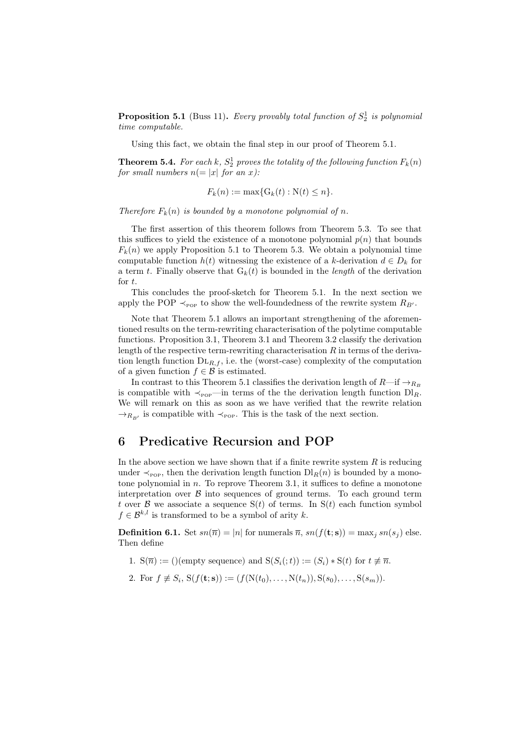**Proposition 5.1** (Buss 11)**.** *Every provably total function of $S^1_2$ is polynomial time computable.*

Using this fact, we obtain the final step in our proof of Theorem 5.1.

**Theorem 5.4.** *For each $k$, $S^1_2$ proves the totality of the following function $F_k(n)$ for small numbers $n(=|x|$ for an $x)$:*

$$F_k(n) := \max\{\mathrm{G}_k(t) : \mathrm{N}(t) \leq n\}.$$

*Therefore $F_k(n)$ is bounded by a monotone polynomial of $n$.*

The first assertion of this theorem follows from Theorem 5.3. To see that this suffices to yield the existence of a monotone polynomial $p(n)$ that bounds $F_k(n)$ we apply Proposition 5.1 to Theorem 5.3. We obtain a polynomial time computable function $h(t)$ witnessing the existence of a $k$-derivation $d \in D_k$ for a term $t$. Finally observe that $\mathrm{G}_k(t)$ is bounded in the *length* of the derivation for $t$.

This concludes the proof-sketch for Theorem 5.1. In the next section we apply the POP $\prec_{\text{POP}}$ to show the well-foundedness of the rewrite system $R_{B'}$.

Note that Theorem 5.1 allows an important strengthening of the aforementioned results on the term-rewriting characterisation of the polytime computable functions. Proposition 3.1, Theorem 3.1 and Theorem 3.2 classify the derivation length of the respective term-rewriting characterisation $R$ in terms of the derivation length function $\mathrm{DL}_{R,f}$, i.e. the (worst-case) complexity of the computation of a given function $f \in \mathcal{B}$ is estimated.

In contrast to this Theorem 5.1 classifies the derivation length of $R$—if $\to_{R_B}$ is compatible with $\prec_{\text{POP}}$—in terms of the the derivation length function $\mathrm{Dl}_R$. We will remark on this as soon as we have verified that the rewrite relation $\to_{R_{B'}}$ is compatible with $\prec_{\text{POP}}$. This is the task of the next section.

# 6 Predicative Recursion and POP

In the above section we have shown that if a finite rewrite system $R$ is reducing under $\prec_{\text{POP}}$, then the derivation length function $\mathrm{Dl}_R(n)$ is bounded by a monotone polynomial in $n$. To reprove Theorem 3.1, it suffices to define a monotone interpretation over $\mathcal{B}$ into sequences of ground terms. To each ground term $t$ over $\mathcal{B}$ we associate a sequence $\mathrm{S}(t)$ of terms. In $\mathrm{S}(t)$ each function symbol $f \in \mathcal{B}^{k,l}$ is transformed to be a symbol of arity $k$.

**Definition 6.1.** Set $sn(\overline{n}) = |n|$ for numerals $\overline{n}$, $sn(f(\mathbf{t};\mathbf{s})) = \max_j sn(s_j)$ else. Then define

1. $\mathrm{S}(\overline{n}) := ()$(empty sequence) and $\mathrm{S}(S_i(;t)) := (S_i) * \mathrm{S}(t)$ for $t \not\equiv \overline{n}$.
2. For $f \not\equiv S_i$, $\mathrm{S}(f(\mathbf{t};\mathbf{s})) := (f(\mathrm{N}(t_0), \ldots, \mathrm{N}(t_n)), \mathrm{S}(s_0), \ldots, \mathrm{S}(s_m))$.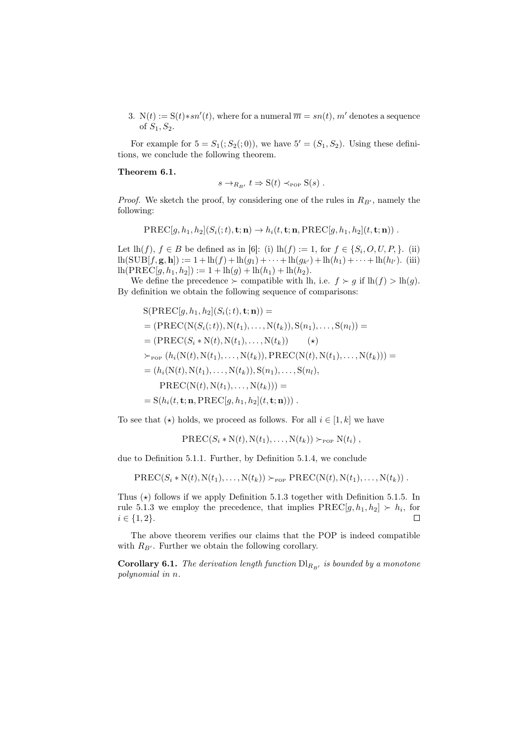3. $\mathrm{N}(t) := \mathrm{S}(t) * sn'(t)$, where for a numeral $\overline{m} = sn(t)$, $m'$ denotes a sequence of $S_1, S_2$.

For example for $5 = S_1(; S_2(; 0))$, we have $5' = (S_1, S_2)$. Using these definitions, we conclude the following theorem.

**Theorem 6.1.**

$$s \rightarrow_{R_{B'}} t \Rightarrow \mathrm{S}(t) \prec_{\text{POP}} \mathrm{S}(s) \ .$$

*Proof.* We sketch the proof, by considering one of the rules in $R_{B'}$, namely the following:

$$\mathrm{PREC}[g, h_1, h_2](S_i(; t), \mathbf{t}; \mathbf{n}) \rightarrow h_i(t, \mathbf{t}; \mathbf{n}, \mathrm{PREC}[g, h_1, h_2](t, \mathbf{t}; \mathbf{n})) \ .$$

Let $\mathrm{lh}(f)$, $f \in B$ be defined as in [6]: (i) $\mathrm{lh}(f) := 1$, for $f \in \{S_i, O, U, P, \}$. (ii) $\mathrm{lh}(\mathrm{SUB}[f, \mathbf{g}, \mathbf{h}]) := 1 + \mathrm{lh}(f) + \mathrm{lh}(g_1) + \cdots + \mathrm{lh}(g_{k'}) + \mathrm{lh}(h_1) + \cdots + \mathrm{lh}(h_{l'})$. (iii) $\mathrm{lh}(\mathrm{PREC}[g, h_1, h_2]) := 1 + \mathrm{lh}(g) + \mathrm{lh}(h_1) + \mathrm{lh}(h_2)$.

We define the precedence $\succ$ compatible with lh, i.e. $f \succ g$ if $\mathrm{lh}(f) > \mathrm{lh}(g)$. By definition we obtain the following sequence of comparisons:

$$
\begin{aligned}
&\mathrm{S}(\mathrm{PREC}[g, h_1, h_2](S_i(; t), \mathbf{t}; \mathbf{n})) = \\
&= (\mathrm{PREC}(\mathrm{N}(S_i(; t)), \mathrm{N}(t_1), \ldots, \mathrm{N}(t_k)), \mathrm{S}(n_1), \ldots, \mathrm{S}(n_l)) = \\
&= (\mathrm{PREC}(S_i * \mathrm{N}(t), \mathrm{N}(t_1), \ldots, \mathrm{N}(t_k)) \qquad (\star) \\
&\succ_{\text{POP}} (h_i(\mathrm{N}(t), \mathrm{N}(t_1), \ldots, \mathrm{N}(t_k)), \mathrm{PREC}(\mathrm{N}(t), \mathrm{N}(t_1), \ldots, \mathrm{N}(t_k))) = \\
&= (h_i(\mathrm{N}(t), \mathrm{N}(t_1), \ldots, \mathrm{N}(t_k)), \mathrm{S}(n_1), \ldots, \mathrm{S}(n_l), \\
&\qquad \mathrm{PREC}(\mathrm{N}(t), \mathrm{N}(t_1), \ldots, \mathrm{N}(t_k))) = \\
&= \mathrm{S}(h_i(t, \mathbf{t}; \mathbf{n}, \mathrm{PREC}[g, h_1, h_2](t, \mathbf{t}; \mathbf{n}))) \ .
\end{aligned}
$$

To see that $(\star)$ holds, we proceed as follows. For all $i \in [1, k]$ we have

$$\mathrm{PREC}(S_i * \mathrm{N}(t), \mathrm{N}(t_1), \ldots, \mathrm{N}(t_k)) \succ_{\text{POP}} \mathrm{N}(t_i) \ ,$$

due to Definition 5.1.1. Further, by Definition 5.1.4, we conclude

$$\mathrm{PREC}(S_i * \mathrm{N}(t), \mathrm{N}(t_1), \ldots, \mathrm{N}(t_k)) \succ_{\text{POP}} \mathrm{PREC}(\mathrm{N}(t), \mathrm{N}(t_1), \ldots, \mathrm{N}(t_k)) \ .$$

Thus $(\star)$ follows if we apply Definition 5.1.3 together with Definition 5.1.5. In rule 5.1.3 we employ the precedence, that implies $\mathrm{PREC}[g, h_1, h_2] \succ h_i$, for $i \in \{1, 2\}$. □

The above theorem verifies our claims that the POP is indeed compatible with $R_{B'}$. Further we obtain the following corollary.

**Corollary 6.1.** *The derivation length function $\mathrm{Dl}_{R_{B'}}$ is bounded by a monotone polynomial in $n$.*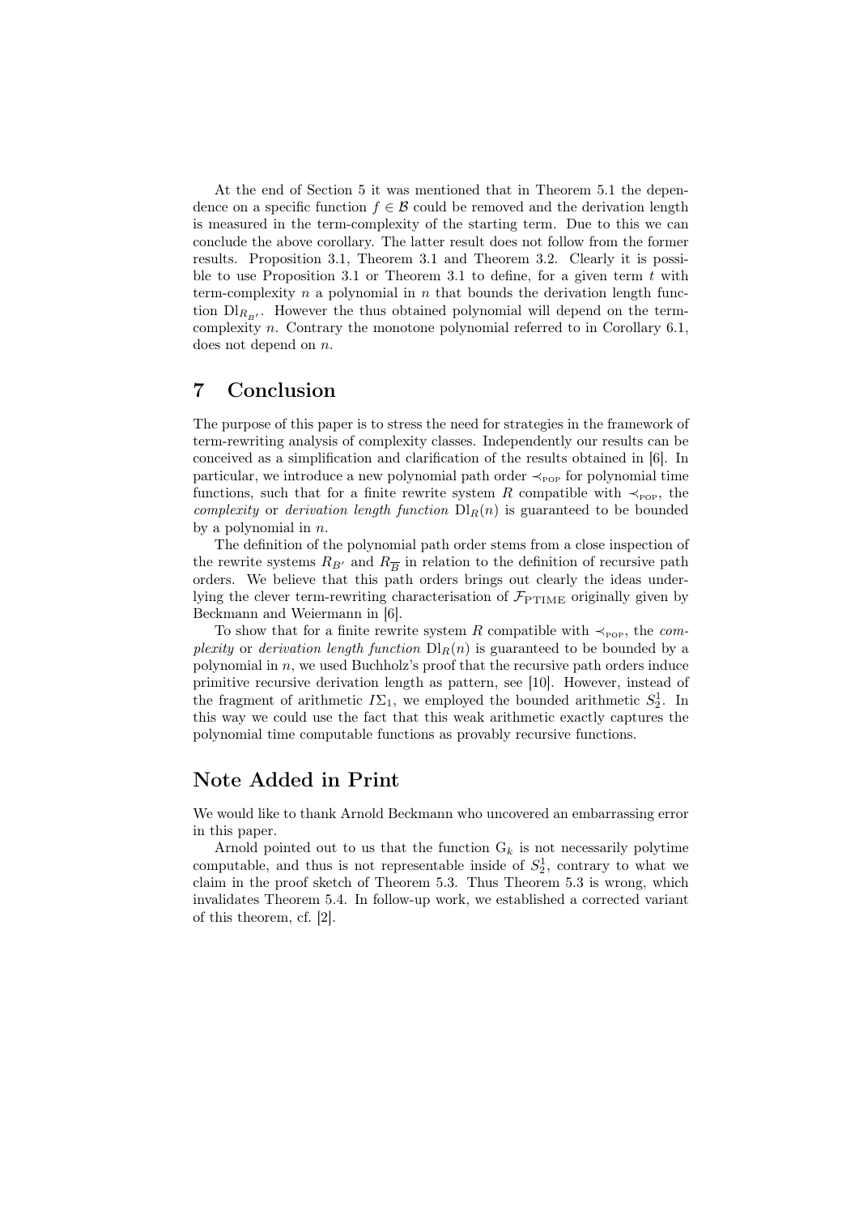At the end of Section 5 it was mentioned that in Theorem 5.1 the dependence on a specific function $f \in \mathcal{B}$ could be removed and the derivation length is measured in the term-complexity of the starting term. Due to this we can conclude the above corollary. The latter result does not follow from the former results. Proposition 3.1, Theorem 3.1 and Theorem 3.2. Clearly it is possible to use Proposition 3.1 or Theorem 3.1 to define, for a given term $t$ with term-complexity $n$ a polynomial in $n$ that bounds the derivation length function $\mathrm{Dl}_{R_{B'}}$. However the thus obtained polynomial will depend on the term-complexity $n$. Contrary the monotone polynomial referred to in Corollary 6.1, does not depend on $n$.

## 7 Conclusion

The purpose of this paper is to stress the need for strategies in the framework of term-rewriting analysis of complexity classes. Independently our results can be conceived as a simplification and clarification of the results obtained in [6]. In particular, we introduce a new polynomial path order $\prec_{\text{POP}}$ for polynomial time functions, such that for a finite rewrite system $R$ compatible with $\prec_{\text{POP}}$, the *complexity* or *derivation length function* $\mathrm{Dl}_R(n)$ is guaranteed to be bounded by a polynomial in $n$.

The definition of the polynomial path order stems from a close inspection of the rewrite systems $R_{B'}$ and $R_{\overline{B}}$ in relation to the definition of recursive path orders. We believe that this path orders brings out clearly the ideas underlying the clever term-rewriting characterisation of $\mathcal{F}_{\text{PTIME}}$ originally given by Beckmann and Weiermann in [6].

To show that for a finite rewrite system $R$ compatible with $\prec_{\text{POP}}$, the *complexity* or *derivation length function* $\mathrm{Dl}_R(n)$ is guaranteed to be bounded by a polynomial in $n$, we used Buchholz's proof that the recursive path orders induce primitive recursive derivation length as pattern, see [10]. However, instead of the fragment of arithmetic $I\Sigma_1$, we employed the bounded arithmetic $S^1_2$. In this way we could use the fact that this weak arithmetic exactly captures the polynomial time computable functions as provably recursive functions.

## Note Added in Print

We would like to thank Arnold Beckmann who uncovered an embarrassing error in this paper.

Arnold pointed out to us that the function $\mathrm{G}_k$ is not necessarily polytime computable, and thus is not representable inside of $S^1_2$, contrary to what we claim in the proof sketch of Theorem 5.3. Thus Theorem 5.3 is wrong, which invalidates Theorem 5.4. In follow-up work, we established a corrected variant of this theorem, cf. [2].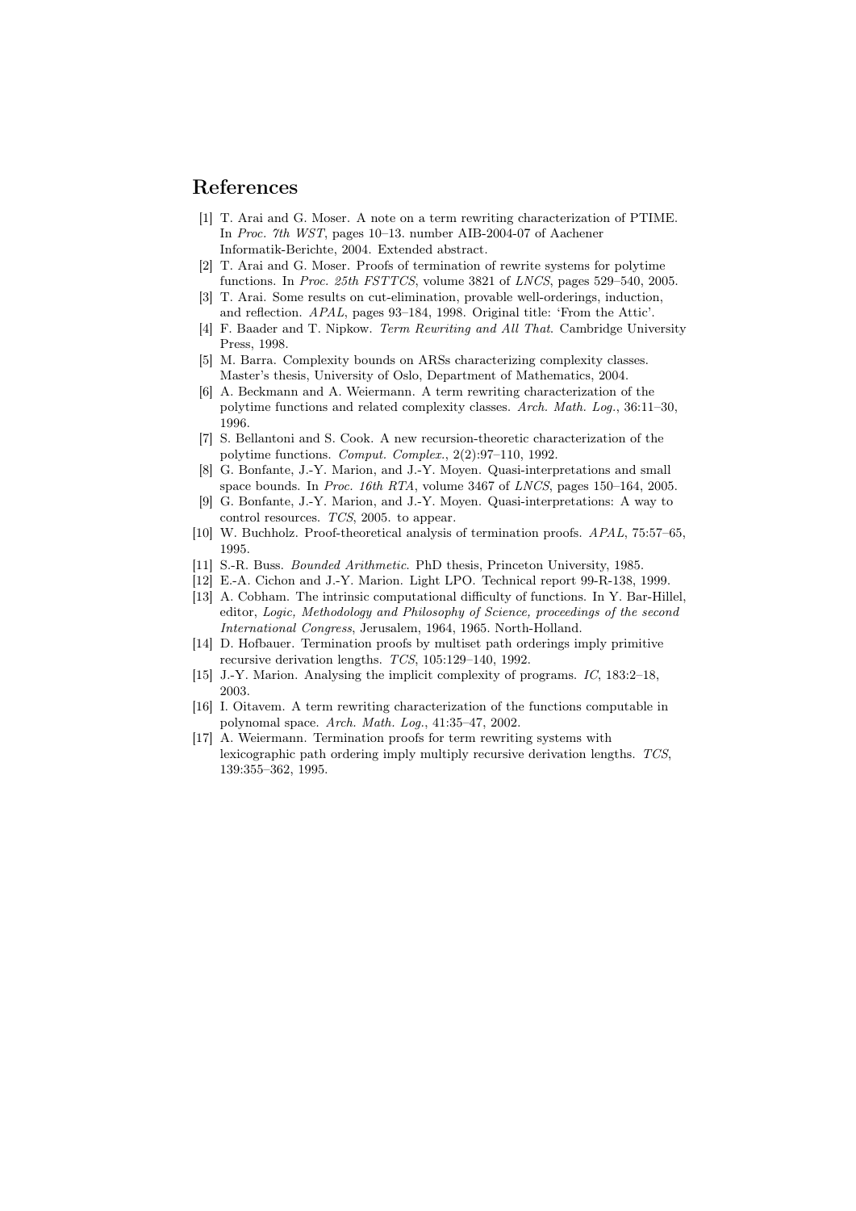## References

[1] T. Arai and G. Moser. A note on a term rewriting characterization of PTIME. In *Proc. 7th WST*, pages 10–13. number AIB-2004-07 of Aachener Informatik-Berichte, 2004. Extended abstract.

[2] T. Arai and G. Moser. Proofs of termination of rewrite systems for polytime functions. In *Proc. 25th FSTTCS*, volume 3821 of *LNCS*, pages 529–540, 2005.

[3] T. Arai. Some results on cut-elimination, provable well-orderings, induction, and reflection. *APAL*, pages 93–184, 1998. Original title: 'From the Attic'.

[4] F. Baader and T. Nipkow. *Term Rewriting and All That.* Cambridge University Press, 1998.

[5] M. Barra. Complexity bounds on ARSs characterizing complexity classes. Master's thesis, University of Oslo, Department of Mathematics, 2004.

[6] A. Beckmann and A. Weiermann. A term rewriting characterization of the polytime functions and related complexity classes. *Arch. Math. Log.*, 36:11–30, 1996.

[7] S. Bellantoni and S. Cook. A new recursion-theoretic characterization of the polytime functions. *Comput. Complex.*, 2(2):97–110, 1992.

[8] G. Bonfante, J.-Y. Marion, and J.-Y. Moyen. Quasi-interpretations and small space bounds. In *Proc. 16th RTA*, volume 3467 of *LNCS*, pages 150–164, 2005.

[9] G. Bonfante, J.-Y. Marion, and J.-Y. Moyen. Quasi-interpretations: A way to control resources. *TCS*, 2005. to appear.

[10] W. Buchholz. Proof-theoretical analysis of termination proofs. *APAL*, 75:57–65, 1995.

[11] S.-R. Buss. *Bounded Arithmetic*. PhD thesis, Princeton University, 1985.

[12] E.-A. Cichon and J.-Y. Marion. Light LPO. Technical report 99-R-138, 1999.

[13] A. Cobham. The intrinsic computational difficulty of functions. In Y. Bar-Hillel, editor, *Logic, Methodology and Philosophy of Science, proceedings of the second International Congress*, Jerusalem, 1964, 1965. North-Holland.

[14] D. Hofbauer. Termination proofs by multiset path orderings imply primitive recursive derivation lengths. *TCS*, 105:129–140, 1992.

[15] J.-Y. Marion. Analysing the implicit complexity of programs. *IC*, 183:2–18, 2003.

[16] I. Oitavem. A term rewriting characterization of the functions computable in polynomal space. *Arch. Math. Log.*, 41:35–47, 2002.

[17] A. Weiermann. Termination proofs for term rewriting systems with lexicographic path ordering imply multiply recursive derivation lengths. *TCS*, 139:355–362, 1995.